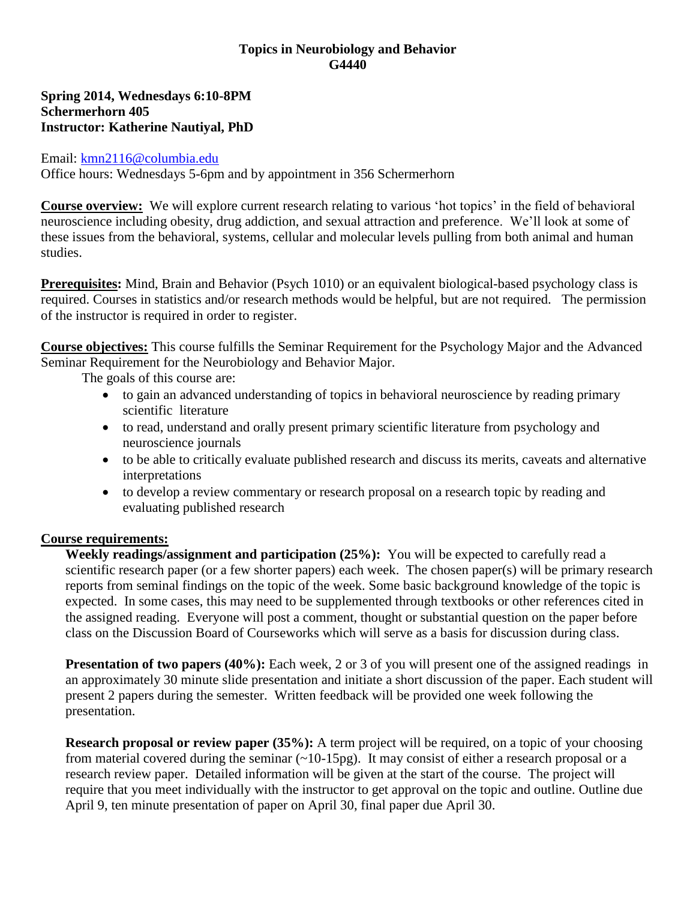# Topics in Neurobiology and Behavior
## G4440

**Spring 2014, Wednesdays 6:10-8PM**
**Schermerhorn 405**
**Instructor: Katherine Nautiyal, PhD**

Email: kmn2116@columbia.edu
Office hours: Wednesdays 5-6pm and by appointment in 356 Schermerhorn

**Course overview:** We will explore current research relating to various 'hot topics' in the field of behavioral neuroscience including obesity, drug addiction, and sexual attraction and preference. We'll look at some of these issues from the behavioral, systems, cellular and molecular levels pulling from both animal and human studies.

**Prerequisites:** Mind, Brain and Behavior (Psych 1010) or an equivalent biological-based psychology class is required. Courses in statistics and/or research methods would be helpful, but are not required. The permission of the instructor is required in order to register.

**Course objectives:** This course fulfills the Seminar Requirement for the Psychology Major and the Advanced Seminar Requirement for the Neurobiology and Behavior Major.

The goals of this course are:

- to gain an advanced understanding of topics in behavioral neuroscience by reading primary scientific literature
- to read, understand and orally present primary scientific literature from psychology and neuroscience journals
- to be able to critically evaluate published research and discuss its merits, caveats and alternative interpretations
- to develop a review commentary or research proposal on a research topic by reading and evaluating published research

**Course requirements:**

**Weekly readings/assignment and participation (25%):** You will be expected to carefully read a scientific research paper (or a few shorter papers) each week. The chosen paper(s) will be primary research reports from seminal findings on the topic of the week. Some basic background knowledge of the topic is expected. In some cases, this may need to be supplemented through textbooks or other references cited in the assigned reading. Everyone will post a comment, thought or substantial question on the paper before class on the Discussion Board of Courseworks which will serve as a basis for discussion during class.

**Presentation of two papers (40%):** Each week, 2 or 3 of you will present one of the assigned readings in an approximately 30 minute slide presentation and initiate a short discussion of the paper. Each student will present 2 papers during the semester. Written feedback will be provided one week following the presentation.

**Research proposal or review paper (35%):** A term project will be required, on a topic of your choosing from material covered during the seminar (~10-15pg). It may consist of either a research proposal or a research review paper. Detailed information will be given at the start of the course. The project will require that you meet individually with the instructor to get approval on the topic and outline. Outline due April 9, ten minute presentation of paper on April 30, final paper due April 30.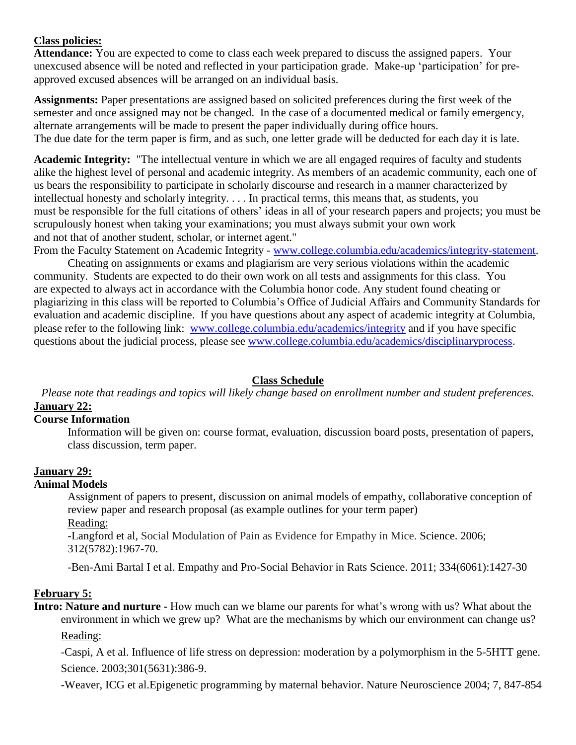**Class policies:**

**Attendance:** You are expected to come to class each week prepared to discuss the assigned papers. Your unexcused absence will be noted and reflected in your participation grade. Make-up 'participation' for pre-approved excused absences will be arranged on an individual basis.

**Assignments:** Paper presentations are assigned based on solicited preferences during the first week of the semester and once assigned may not be changed. In the case of a documented medical or family emergency, alternate arrangements will be made to present the paper individually during office hours.
The due date for the term paper is firm, and as such, one letter grade will be deducted for each day it is late.

**Academic Integrity:** "The intellectual venture in which we are all engaged requires of faculty and students alike the highest level of personal and academic integrity. As members of an academic community, each one of us bears the responsibility to participate in scholarly discourse and research in a manner characterized by intellectual honesty and scholarly integrity. . . . In practical terms, this means that, as students, you must be responsible for the full citations of others' ideas in all of your research papers and projects; you must be scrupulously honest when taking your examinations; you must always submit your own work and not that of another student, scholar, or internet agent."
From the Faculty Statement on Academic Integrity - [www.college.columbia.edu/academics/integrity-statement](http://www.college.columbia.edu/academics/integrity-statement).

Cheating on assignments or exams and plagiarism are very serious violations within the academic community. Students are expected to do their own work on all tests and assignments for this class. You are expected to always act in accordance with the Columbia honor code. Any student found cheating or plagiarizing in this class will be reported to Columbia's Office of Judicial Affairs and Community Standards for evaluation and academic discipline. If you have questions about any aspect of academic integrity at Columbia, please refer to the following link: [www.college.columbia.edu/academics/integrity](http://www.college.columbia.edu/academics/integrity) and if you have specific questions about the judicial process, please see [www.college.columbia.edu/academics/disciplinaryprocess](http://www.college.columbia.edu/academics/disciplinaryprocess).

## Class Schedule

*Please note that readings and topics will likely change based on enrollment number and student preferences.*

**January 22:**

**Course Information**

Information will be given on: course format, evaluation, discussion board posts, presentation of papers, class discussion, term paper.

**January 29:**

**Animal Models**

Assignment of papers to present, discussion on animal models of empathy, collaborative conception of review paper and research proposal (as example outlines for your term paper)

Reading:

-Langford et al, Social Modulation of Pain as Evidence for Empathy in Mice. Science. 2006; 312(5782):1967-70.

-Ben-Ami Bartal I et al. Empathy and Pro-Social Behavior in Rats Science. 2011; 334(6061):1427-30

**February 5:**

**Intro: Nature and nurture** - How much can we blame our parents for what's wrong with us? What about the environment in which we grew up? What are the mechanisms by which our environment can change us?

Reading:

-Caspi, A et al. Influence of life stress on depression: moderation by a polymorphism in the 5-5HTT gene. Science. 2003;301(5631):386-9.

-Weaver, ICG et al.Epigenetic programming by maternal behavior. Nature Neuroscience 2004; 7, 847-854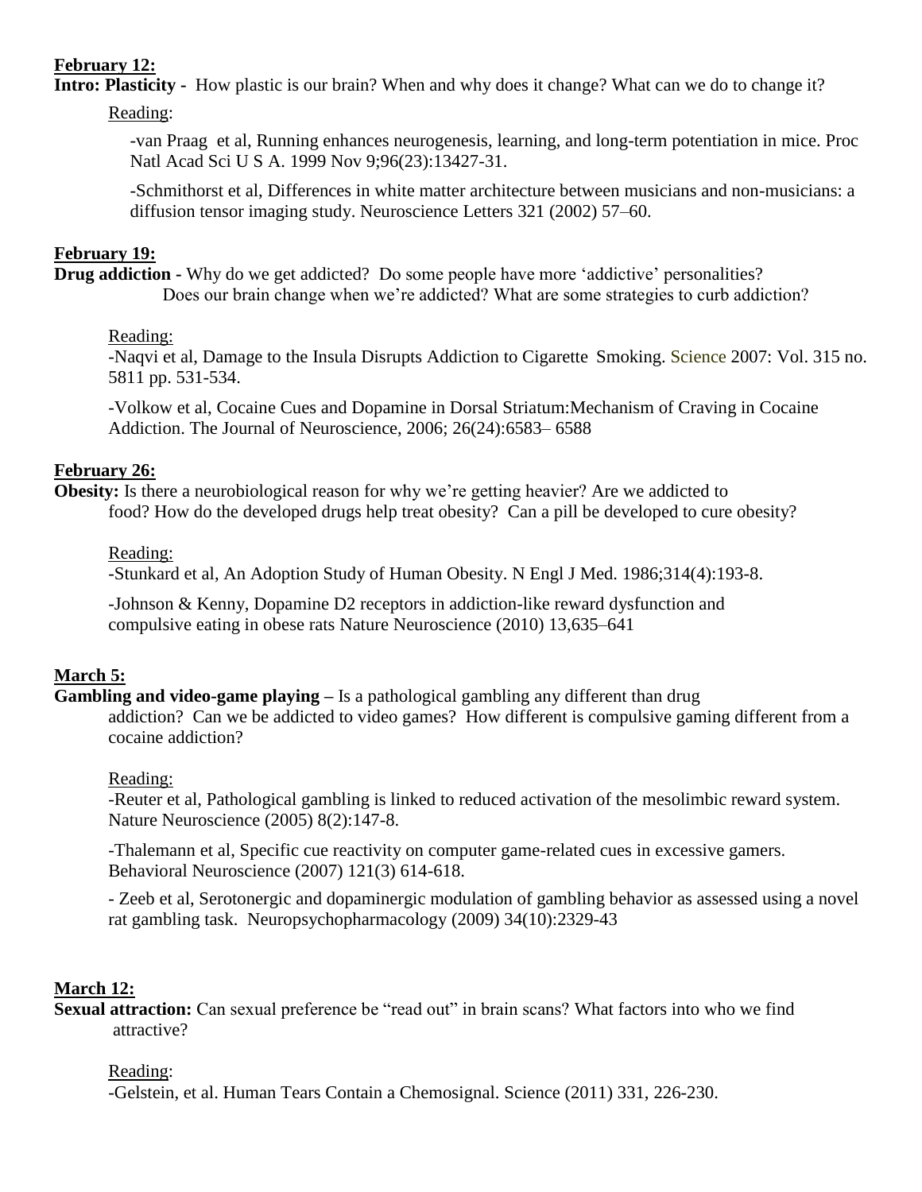**February 12:**

**Intro: Plasticity -** How plastic is our brain? When and why does it change? What can we do to change it?

Reading:

-van Praag et al, Running enhances neurogenesis, learning, and long-term potentiation in mice. Proc Natl Acad Sci U S A. 1999 Nov 9;96(23):13427-31.

-Schmithorst et al, Differences in white matter architecture between musicians and non-musicians: a diffusion tensor imaging study. Neuroscience Letters 321 (2002) 57–60.

**February 19:**

**Drug addiction -** Why do we get addicted? Do some people have more 'addictive' personalities? Does our brain change when we're addicted? What are some strategies to curb addiction?

Reading:

-Naqvi et al, Damage to the Insula Disrupts Addiction to Cigarette Smoking. Science 2007: Vol. 315 no. 5811 pp. 531-534.

-Volkow et al, Cocaine Cues and Dopamine in Dorsal Striatum:Mechanism of Craving in Cocaine Addiction. The Journal of Neuroscience, 2006; 26(24):6583– 6588

**February 26:**

**Obesity:** Is there a neurobiological reason for why we're getting heavier? Are we addicted to food? How do the developed drugs help treat obesity? Can a pill be developed to cure obesity?

Reading:

-Stunkard et al, An Adoption Study of Human Obesity. N Engl J Med. 1986;314(4):193-8.

-Johnson & Kenny, Dopamine D2 receptors in addiction-like reward dysfunction and compulsive eating in obese rats Nature Neuroscience (2010) 13,635–641

**March 5:**

**Gambling and video-game playing –** Is a pathological gambling any different than drug addiction? Can we be addicted to video games? How different is compulsive gaming different from a cocaine addiction?

Reading:

-Reuter et al, Pathological gambling is linked to reduced activation of the mesolimbic reward system. Nature Neuroscience (2005) 8(2):147-8.

-Thalemann et al, Specific cue reactivity on computer game-related cues in excessive gamers. Behavioral Neuroscience (2007) 121(3) 614-618.

- Zeeb et al, Serotonergic and dopaminergic modulation of gambling behavior as assessed using a novel rat gambling task. Neuropsychopharmacology (2009) 34(10):2329-43

**March 12:**

**Sexual attraction:** Can sexual preference be "read out" in brain scans? What factors into who we find attractive?

Reading:

-Gelstein, et al. Human Tears Contain a Chemosignal. Science (2011) 331, 226-230.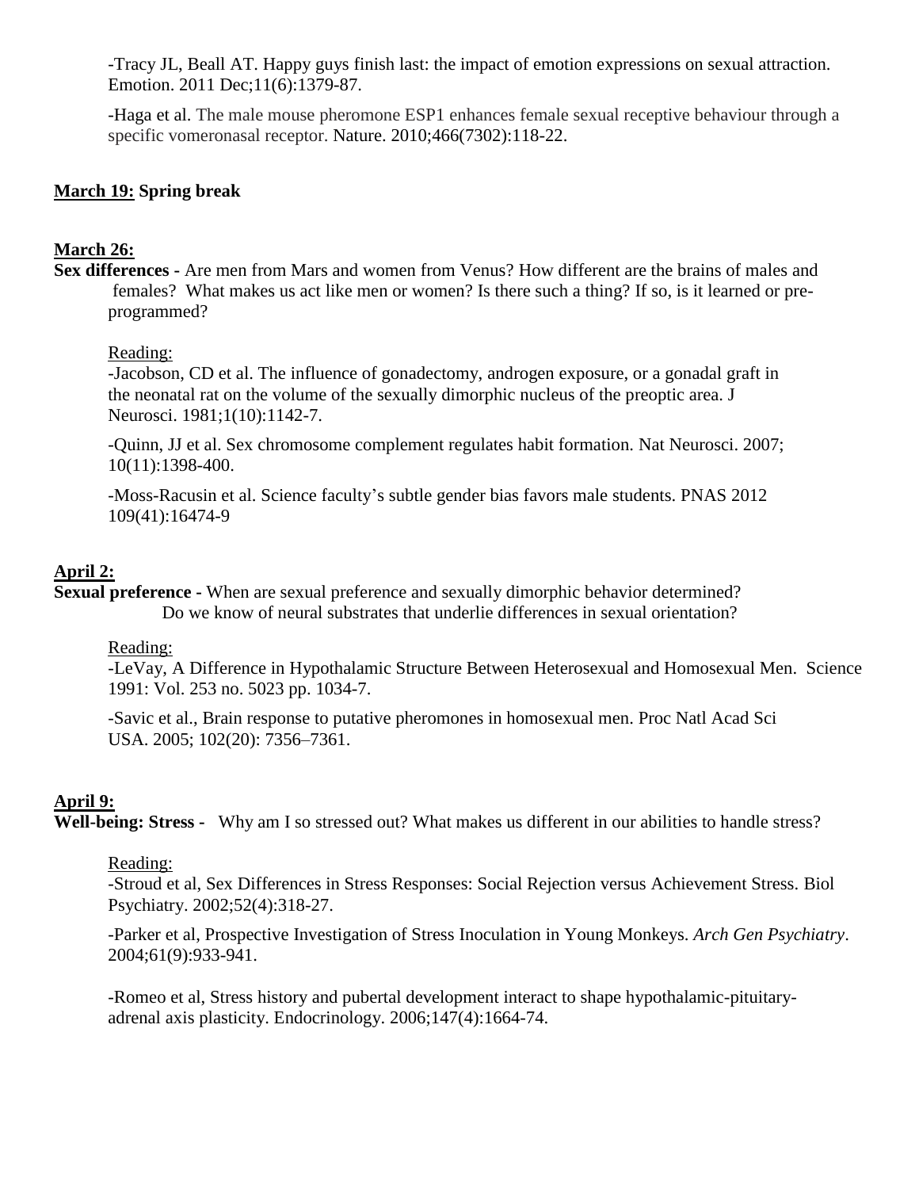-Tracy JL, Beall AT. Happy guys finish last: the impact of emotion expressions on sexual attraction. Emotion. 2011 Dec;11(6):1379-87.

-Haga et al. The male mouse pheromone ESP1 enhances female sexual receptive behaviour through a specific vomeronasal receptor. Nature. 2010;466(7302):118-22.

**March 19: Spring break**

**March 26:**

**Sex differences -** Are men from Mars and women from Venus? How different are the brains of males and females? What makes us act like men or women? Is there such a thing? If so, is it learned or pre-programmed?

Reading:

-Jacobson, CD et al. The influence of gonadectomy, androgen exposure, or a gonadal graft in the neonatal rat on the volume of the sexually dimorphic nucleus of the preoptic area. J Neurosci. 1981;1(10):1142-7.

-Quinn, JJ et al. Sex chromosome complement regulates habit formation. Nat Neurosci. 2007; 10(11):1398-400.

-Moss-Racusin et al. Science faculty's subtle gender bias favors male students. PNAS 2012 109(41):16474-9

**April 2:**

**Sexual preference -** When are sexual preference and sexually dimorphic behavior determined? Do we know of neural substrates that underlie differences in sexual orientation?

Reading:

-LeVay, A Difference in Hypothalamic Structure Between Heterosexual and Homosexual Men. Science 1991: Vol. 253 no. 5023 pp. 1034-7.

-Savic et al., Brain response to putative pheromones in homosexual men. Proc Natl Acad Sci USA. 2005; 102(20): 7356–7361.

**April 9:**

**Well-being: Stress -** Why am I so stressed out? What makes us different in our abilities to handle stress?

Reading:

-Stroud et al, Sex Differences in Stress Responses: Social Rejection versus Achievement Stress. Biol Psychiatry. 2002;52(4):318-27.

-Parker et al, Prospective Investigation of Stress Inoculation in Young Monkeys. *Arch Gen Psychiatry*. 2004;61(9):933-941.

-Romeo et al, Stress history and pubertal development interact to shape hypothalamic-pituitary-adrenal axis plasticity. Endocrinology. 2006;147(4):1664-74.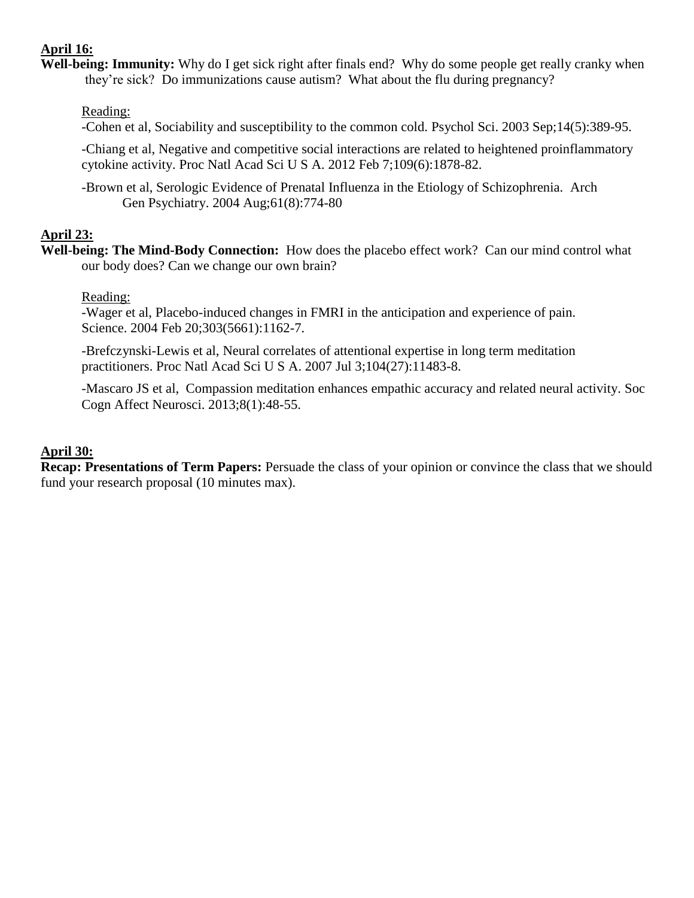**April 16:**

**Well-being: Immunity:** Why do I get sick right after finals end? Why do some people get really cranky when they're sick? Do immunizations cause autism? What about the flu during pregnancy?

Reading:

-Cohen et al, Sociability and susceptibility to the common cold. Psychol Sci. 2003 Sep;14(5):389-95.

-Chiang et al, Negative and competitive social interactions are related to heightened proinflammatory cytokine activity. Proc Natl Acad Sci U S A. 2012 Feb 7;109(6):1878-82.

-Brown et al, Serologic Evidence of Prenatal Influenza in the Etiology of Schizophrenia. Arch Gen Psychiatry. 2004 Aug;61(8):774-80

**April 23:**

**Well-being: The Mind-Body Connection:** How does the placebo effect work? Can our mind control what our body does? Can we change our own brain?

Reading:

-Wager et al, Placebo-induced changes in FMRI in the anticipation and experience of pain. Science. 2004 Feb 20;303(5661):1162-7.

-Brefczynski-Lewis et al, Neural correlates of attentional expertise in long term meditation practitioners. Proc Natl Acad Sci U S A. 2007 Jul 3;104(27):11483-8.

-Mascaro JS et al, Compassion meditation enhances empathic accuracy and related neural activity. Soc Cogn Affect Neurosci. 2013;8(1):48-55.

**April 30:**

**Recap: Presentations of Term Papers:** Persuade the class of your opinion or convince the class that we should fund your research proposal (10 minutes max).